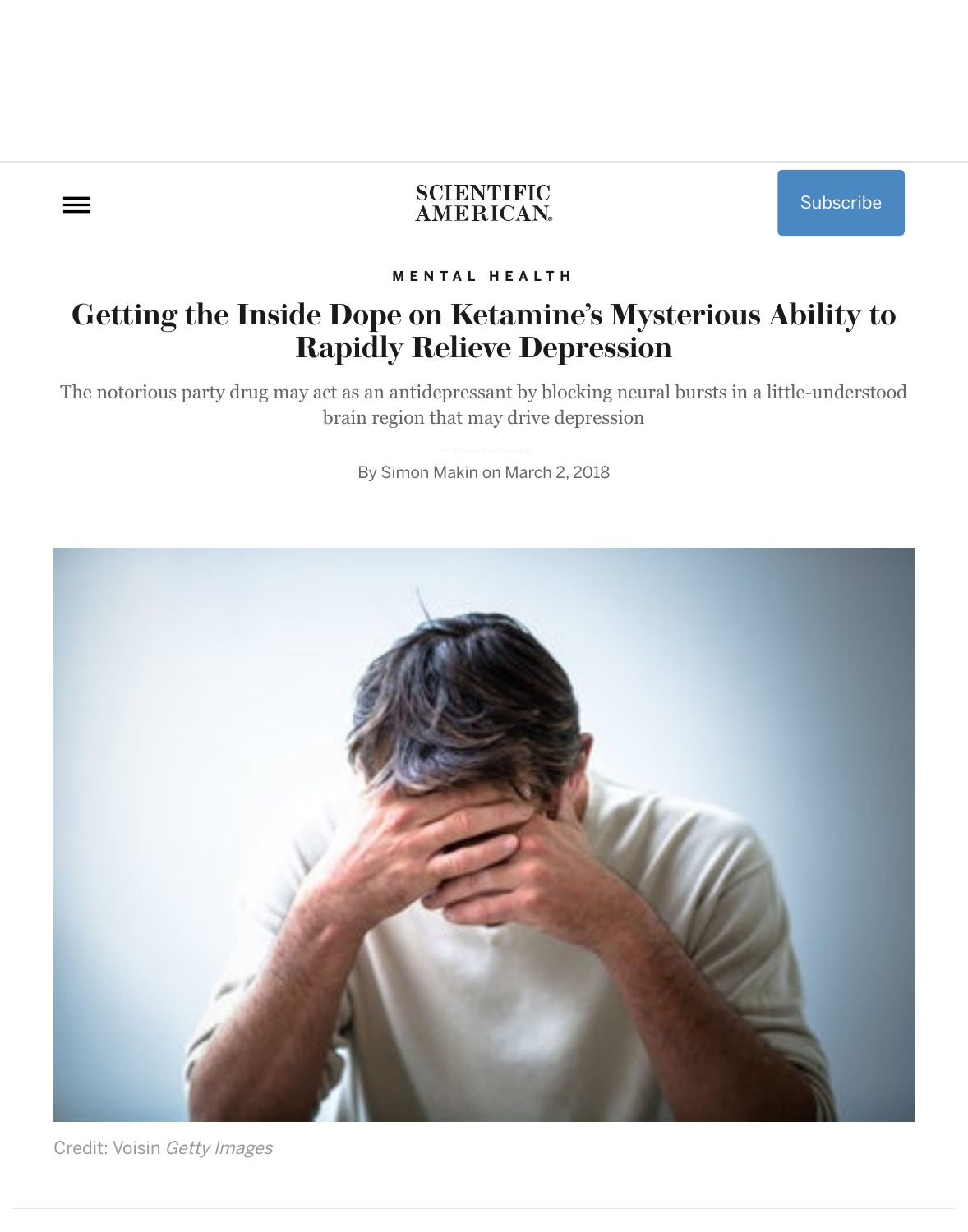MENTAL HEALTH

# Getting the Inside Dope on Ketamine's Mysterious Ability to Rapidly Relieve Depression

The notorious party drug may act as an antidepressant by blocking neural bursts in a little-understood brain region that may drive depression

By Simon Makin on March 2, 2018

Credit: Voisin *Getty Images*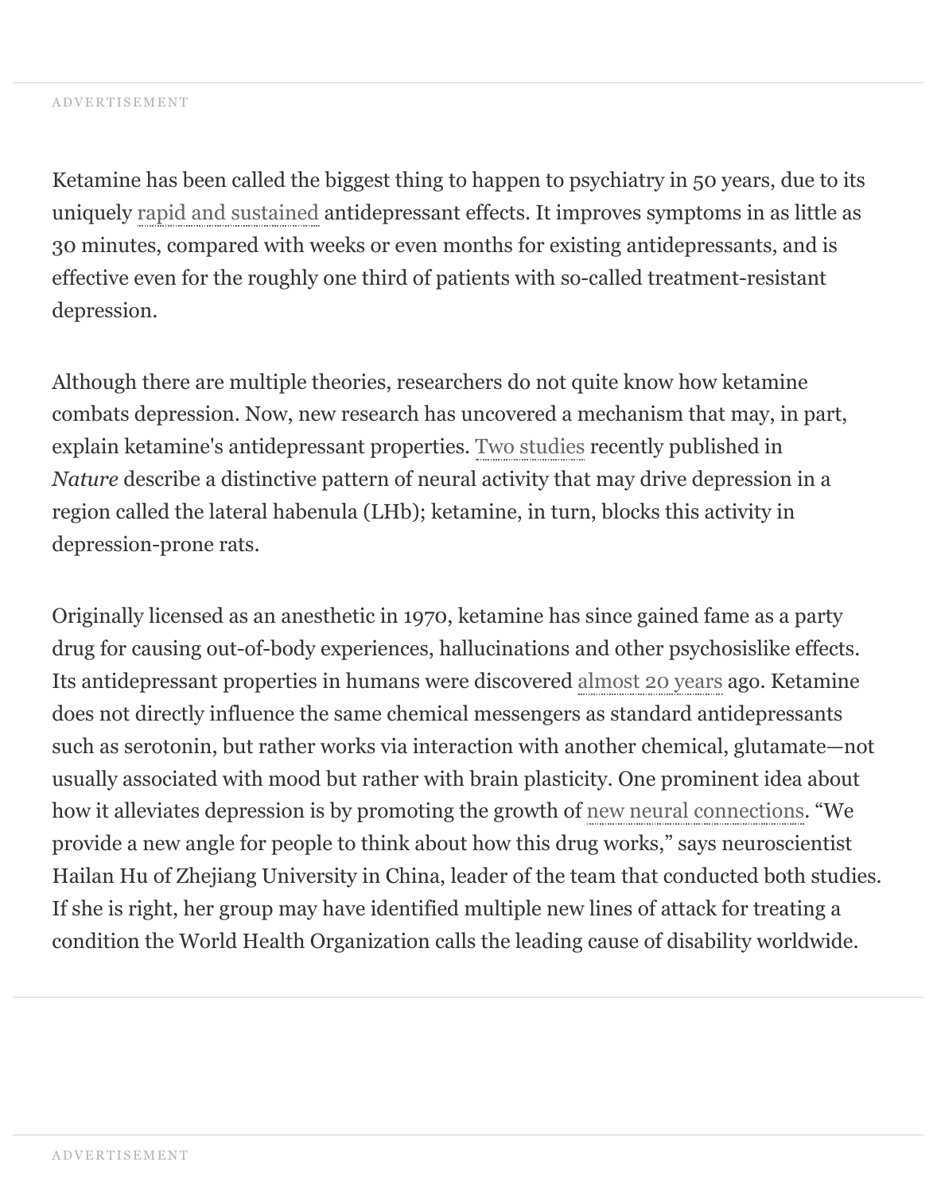Ketamine has been called the biggest thing to happen to psychiatry in 50 years, due to its uniquely rapid and sustained antidepressant effects. It improves symptoms in as little as 30 minutes, compared with weeks or even months for existing antidepressants, and is effective even for the roughly one third of patients with so-called treatment-resistant depression.

Although there are multiple theories, researchers do not quite know how ketamine combats depression. Now, new research has uncovered a mechanism that may, in part, explain ketamine's antidepressant properties. Two studies recently published in *Nature* describe a distinctive pattern of neural activity that may drive depression in a region called the lateral habenula (LHb); ketamine, in turn, blocks this activity in depression-prone rats.

Originally licensed as an anesthetic in 1970, ketamine has since gained fame as a party drug for causing out-of-body experiences, hallucinations and other psychosislike effects. Its antidepressant properties in humans were discovered almost 20 years ago. Ketamine does not directly influence the same chemical messengers as standard antidepressants such as serotonin, but rather works via interaction with another chemical, glutamate—not usually associated with mood but rather with brain plasticity. One prominent idea about how it alleviates depression is by promoting the growth of new neural connections. “We provide a new angle for people to think about how this drug works,” says neuroscientist Hailan Hu of Zhejiang University in China, leader of the team that conducted both studies. If she is right, her group may have identified multiple new lines of attack for treating a condition the World Health Organization calls the leading cause of disability worldwide.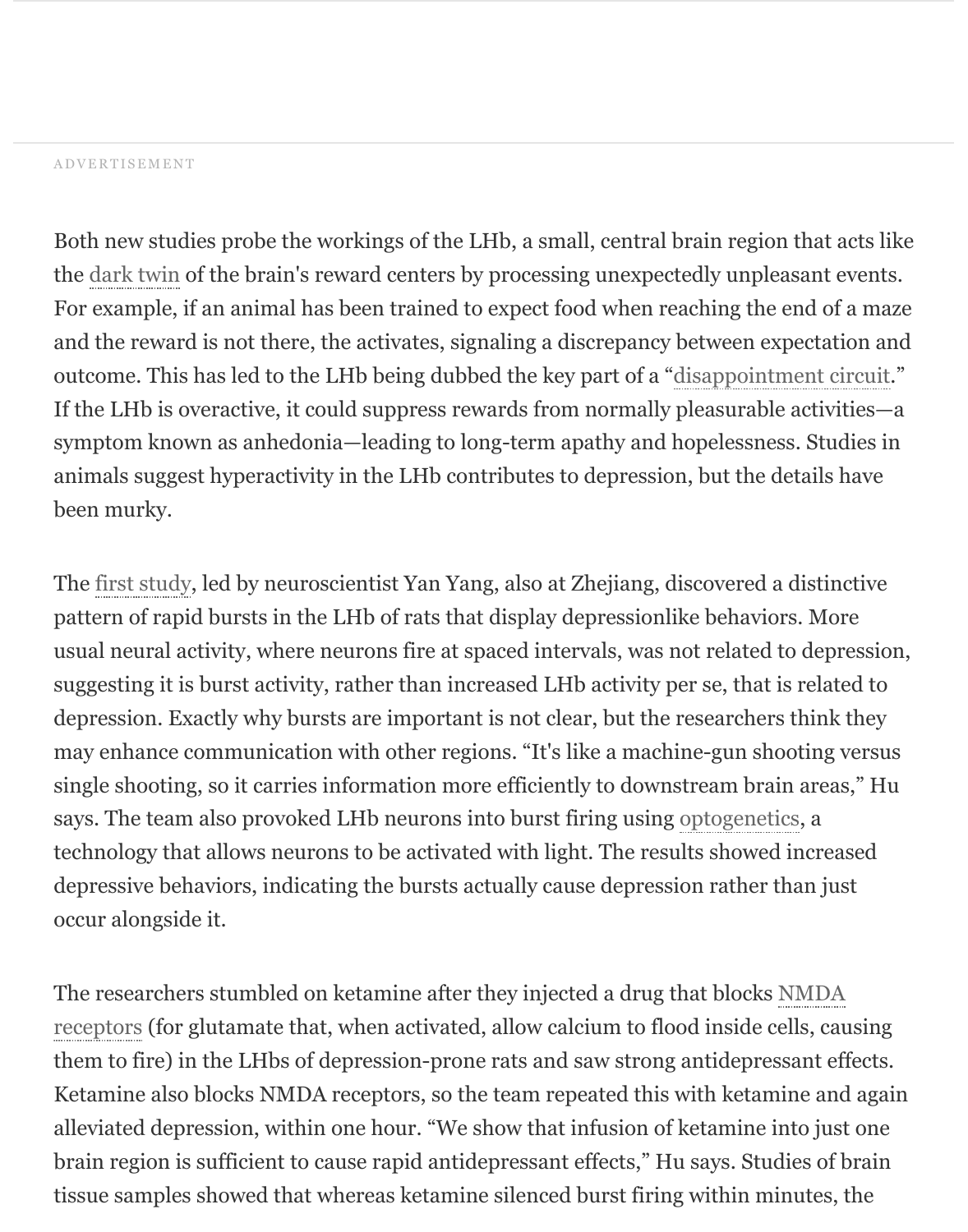Both new studies probe the workings of the LHb, a small, central brain region that acts like the dark twin of the brain's reward centers by processing unexpectedly unpleasant events. For example, if an animal has been trained to expect food when reaching the end of a maze and the reward is not there, the activates, signaling a discrepancy between expectation and outcome. This has led to the LHb being dubbed the key part of a "disappointment circuit." If the LHb is overactive, it could suppress rewards from normally pleasurable activities—a symptom known as anhedonia—leading to long-term apathy and hopelessness. Studies in animals suggest hyperactivity in the LHb contributes to depression, but the details have been murky.

The first study, led by neuroscientist Yan Yang, also at Zhejiang, discovered a distinctive pattern of rapid bursts in the LHb of rats that display depressionlike behaviors. More usual neural activity, where neurons fire at spaced intervals, was not related to depression, suggesting it is burst activity, rather than increased LHb activity per se, that is related to depression. Exactly why bursts are important is not clear, but the researchers think they may enhance communication with other regions. "It's like a machine-gun shooting versus single shooting, so it carries information more efficiently to downstream brain areas," Hu says. The team also provoked LHb neurons into burst firing using optogenetics, a technology that allows neurons to be activated with light. The results showed increased depressive behaviors, indicating the bursts actually cause depression rather than just occur alongside it.

The researchers stumbled on ketamine after they injected a drug that blocks NMDA receptors (for glutamate that, when activated, allow calcium to flood inside cells, causing them to fire) in the LHbs of depression-prone rats and saw strong antidepressant effects. Ketamine also blocks NMDA receptors, so the team repeated this with ketamine and again alleviated depression, within one hour. "We show that infusion of ketamine into just one brain region is sufficient to cause rapid antidepressant effects," Hu says. Studies of brain tissue samples showed that whereas ketamine silenced burst firing within minutes, the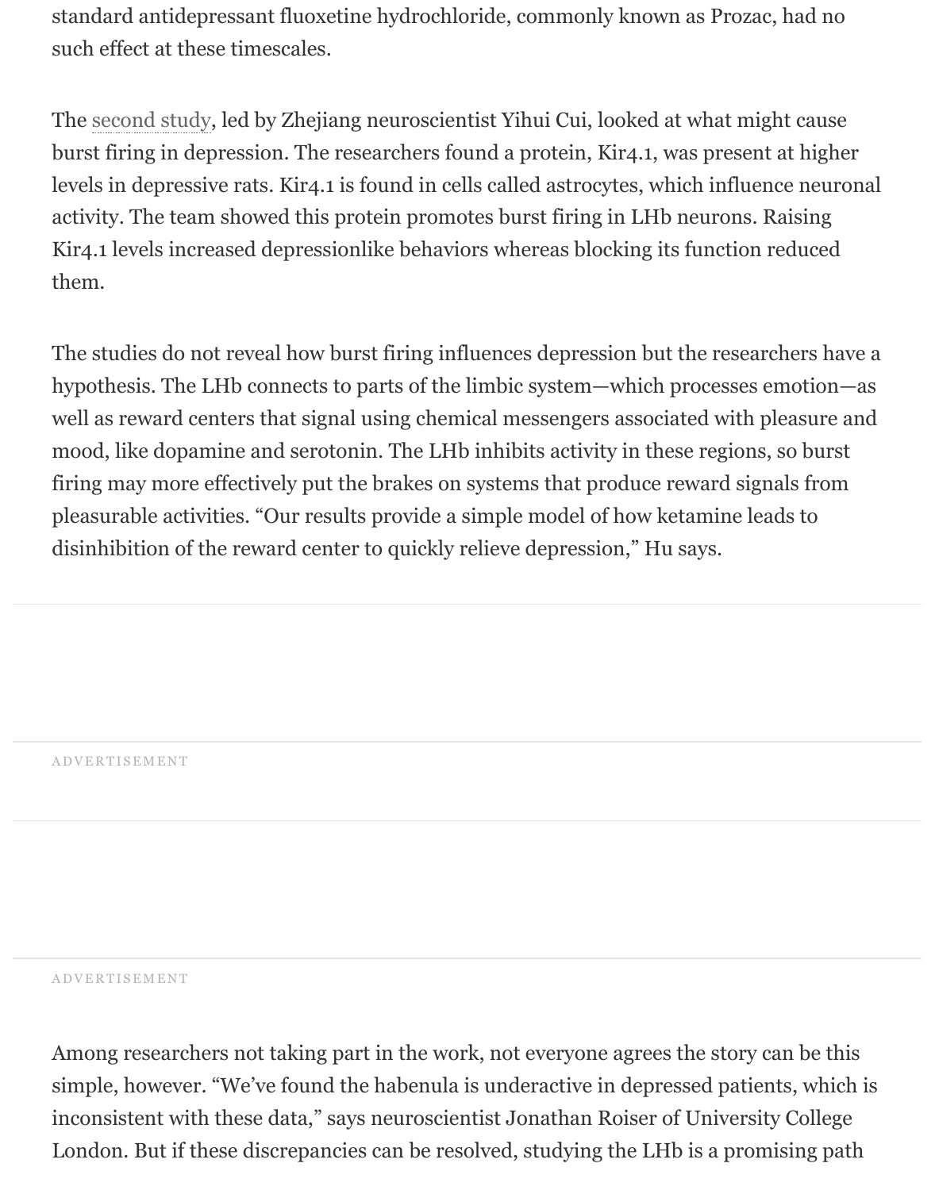standard antidepressant fluoxetine hydrochloride, commonly known as Prozac, had no such effect at these timescales.

The second study, led by Zhejiang neuroscientist Yihui Cui, looked at what might cause burst firing in depression. The researchers found a protein, Kir4.1, was present at higher levels in depressive rats. Kir4.1 is found in cells called astrocytes, which influence neuronal activity. The team showed this protein promotes burst firing in LHb neurons. Raising Kir4.1 levels increased depressionlike behaviors whereas blocking its function reduced them.

The studies do not reveal how burst firing influences depression but the researchers have a hypothesis. The LHb connects to parts of the limbic system—which processes emotion—as well as reward centers that signal using chemical messengers associated with pleasure and mood, like dopamine and serotonin. The LHb inhibits activity in these regions, so burst firing may more effectively put the brakes on systems that produce reward signals from pleasurable activities. "Our results provide a simple model of how ketamine leads to disinhibition of the reward center to quickly relieve depression," Hu says.

Among researchers not taking part in the work, not everyone agrees the story can be this simple, however. "We've found the habenula is underactive in depressed patients, which is inconsistent with these data," says neuroscientist Jonathan Roiser of University College London. But if these discrepancies can be resolved, studying the LHb is a promising path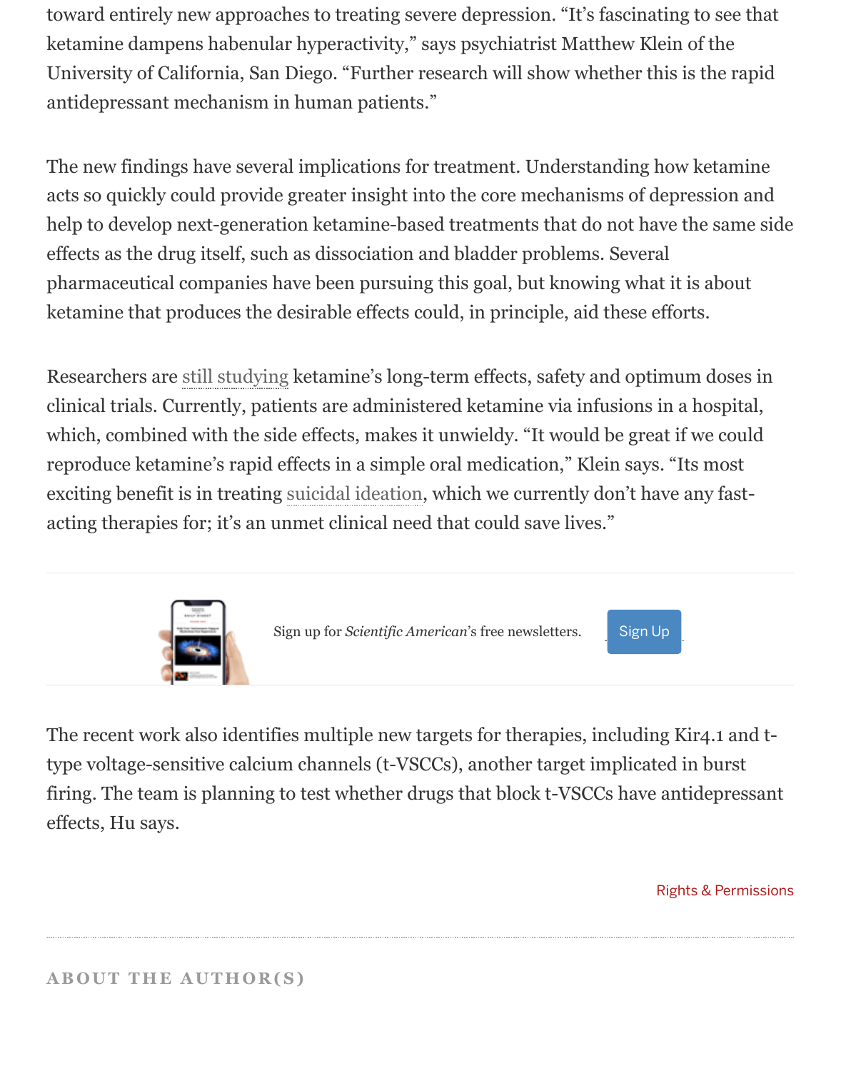toward entirely new approaches to treating severe depression. “It’s fascinating to see that ketamine dampens habenular hyperactivity,” says psychiatrist Matthew Klein of the University of California, San Diego. “Further research will show whether this is the rapid antidepressant mechanism in human patients.”

The new findings have several implications for treatment. Understanding how ketamine acts so quickly could provide greater insight into the core mechanisms of depression and help to develop next-generation ketamine-based treatments that do not have the same side effects as the drug itself, such as dissociation and bladder problems. Several pharmaceutical companies have been pursuing this goal, but knowing what it is about ketamine that produces the desirable effects could, in principle, aid these efforts.

Researchers are still studying ketamine’s long-term effects, safety and optimum doses in clinical trials. Currently, patients are administered ketamine via infusions in a hospital, which, combined with the side effects, makes it unwieldy. “It would be great if we could reproduce ketamine’s rapid effects in a simple oral medication,” Klein says. “Its most exciting benefit is in treating suicidal ideation, which we currently don’t have any fast-acting therapies for; it’s an unmet clinical need that could save lives.”

Sign up for *Scientific American*’s free newsletters. Sign Up

The recent work also identifies multiple new targets for therapies, including Kir4.1 and t-type voltage-sensitive calcium channels (t-VSCCs), another target implicated in burst firing. The team is planning to test whether drugs that block t-VSCCs have antidepressant effects, Hu says.

Rights & Permissions

## ABOUT THE AUTHOR(S)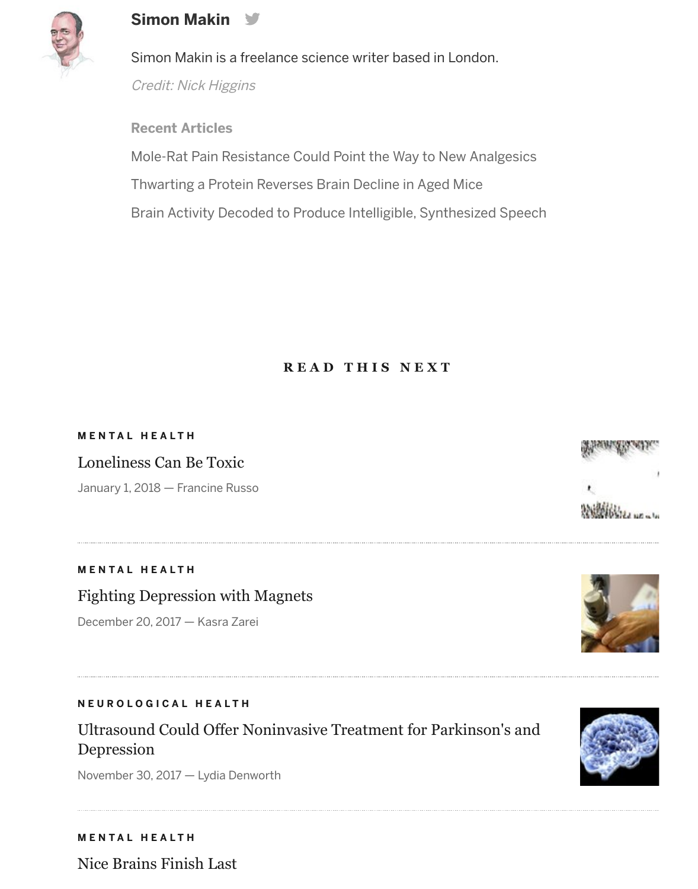**Simon Makin**

Simon Makin is a freelance science writer based in London.

*Credit: Nick Higgins*

**Recent Articles**

Mole-Rat Pain Resistance Could Point the Way to New Analgesics

Thwarting a Protein Reverses Brain Decline in Aged Mice

Brain Activity Decoded to Produce Intelligible, Synthesized Speech

## READ THIS NEXT

**MENTAL HEALTH**

### Loneliness Can Be Toxic

January 1, 2018 — Francine Russo

---

**MENTAL HEALTH**

### Fighting Depression with Magnets

December 20, 2017 — Kasra Zarei

---

**NEUROLOGICAL HEALTH**

### Ultrasound Could Offer Noninvasive Treatment for Parkinson's and Depression

November 30, 2017 — Lydia Denworth

---

**MENTAL HEALTH**

### Nice Brains Finish Last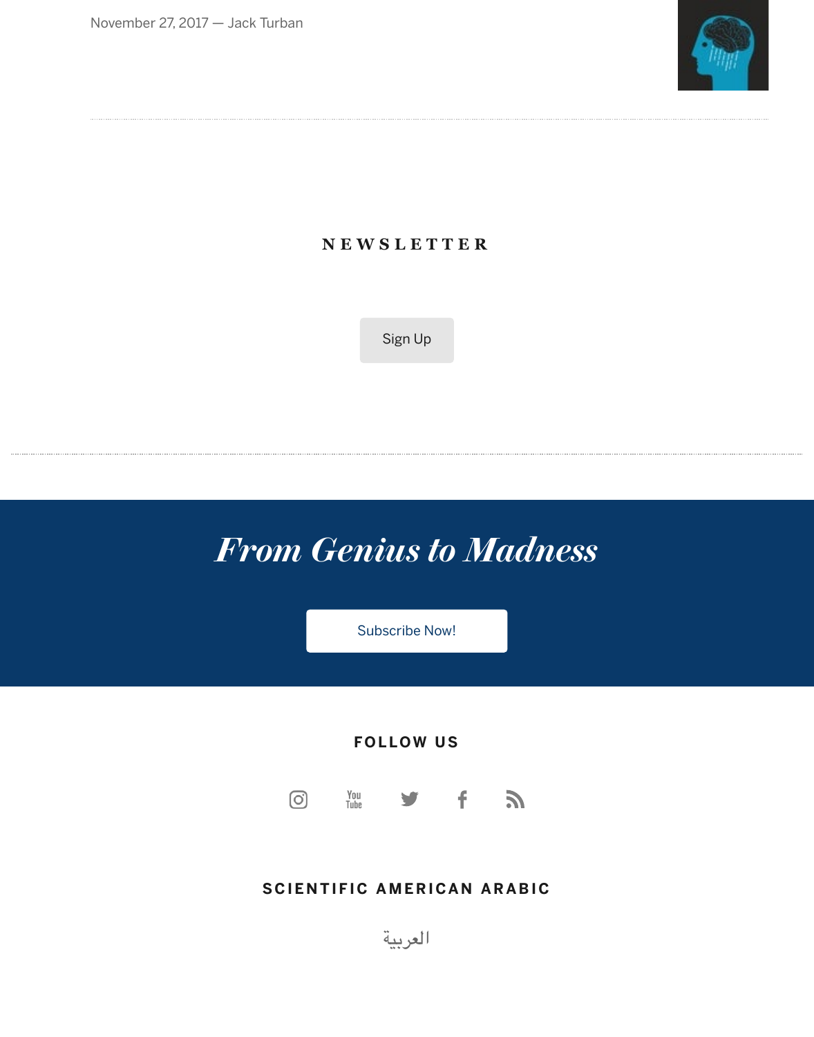November 27, 2017 — Jack Turban

## NEWSLETTER

Sign Up

## *From Genius to Madness*

Subscribe Now!

## FOLLOW US

## SCIENTIFIC AMERICAN ARABIC

العربية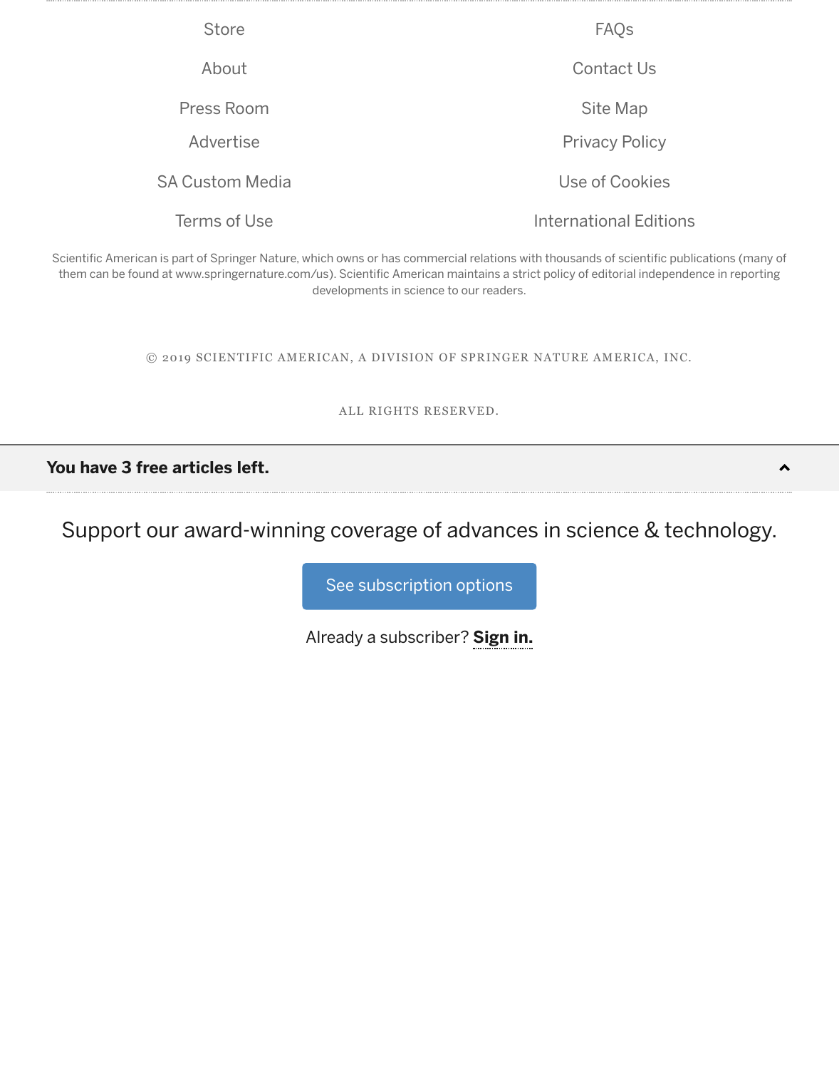Store

About

Press Room

Advertise

SA Custom Media

Terms of Use

FAQs

Contact Us

Site Map

Privacy Policy

Use of Cookies

International Editions

Scientific American is part of Springer Nature, which owns or has commercial relations with thousands of scientific publications (many of them can be found at www.springernature.com/us). Scientific American maintains a strict policy of editorial independence in reporting developments in science to our readers.

© 2019 SCIENTIFIC AMERICAN, A DIVISION OF SPRINGER NATURE AMERICA, INC.

ALL RIGHTS RESERVED.

**You have 3 free articles left.**

Support our award-winning coverage of advances in science & technology.

See subscription options

Already a subscriber? **Sign in.**